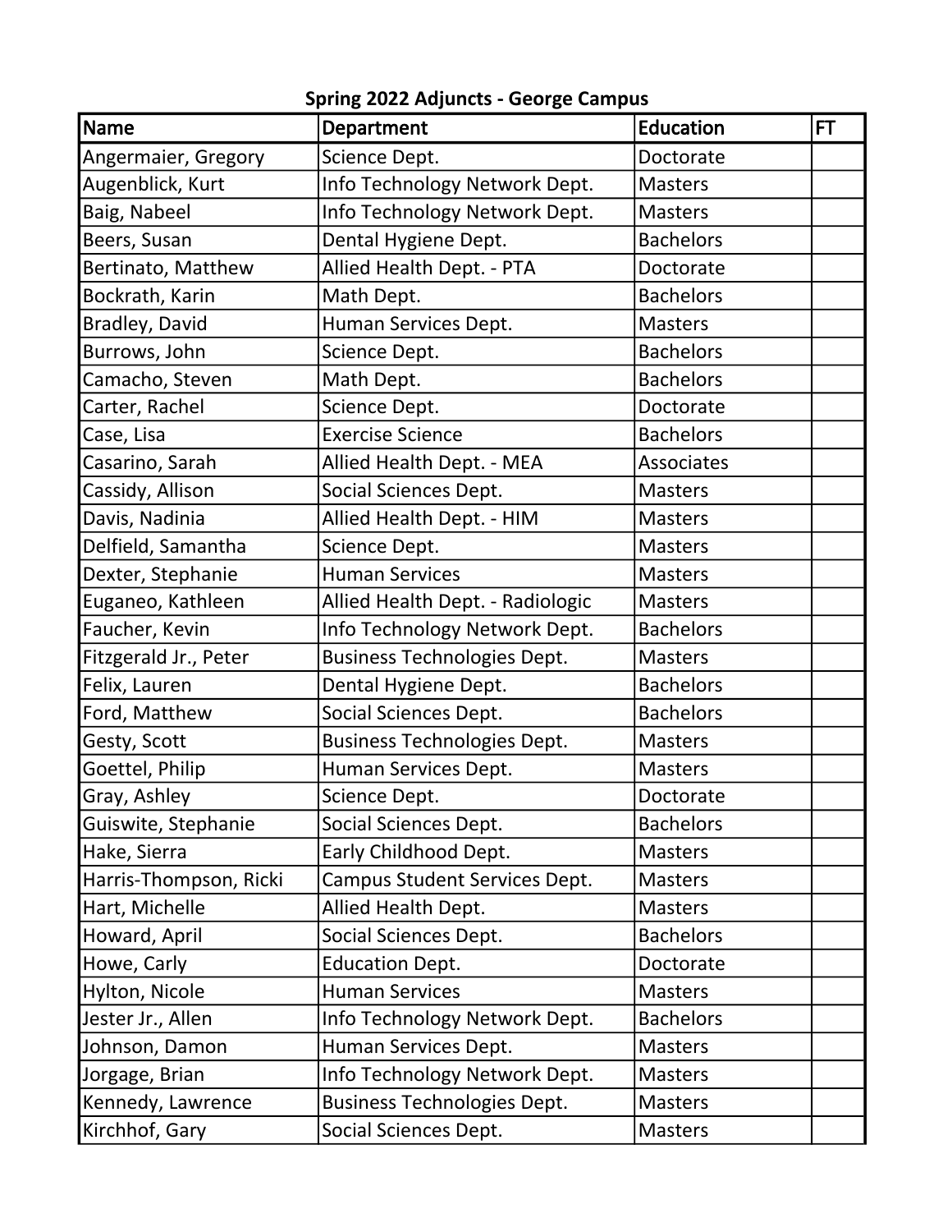**Spring 2022 Adjuncts - George Campus**

| Name | Department | Education | FT |
|---|---|---|---|
| Angermaier, Gregory | Science Dept. | Doctorate | |
| Augenblick, Kurt | Info Technology Network Dept. | Masters | |
| Baig, Nabeel | Info Technology Network Dept. | Masters | |
| Beers, Susan | Dental Hygiene Dept. | Bachelors | |
| Bertinato, Matthew | Allied Health Dept. - PTA | Doctorate | |
| Bockrath, Karin | Math Dept. | Bachelors | |
| Bradley, David | Human Services Dept. | Masters | |
| Burrows, John | Science Dept. | Bachelors | |
| Camacho, Steven | Math Dept. | Bachelors | |
| Carter, Rachel | Science Dept. | Doctorate | |
| Case, Lisa | Exercise Science | Bachelors | |
| Casarino, Sarah | Allied Health Dept. - MEA | Associates | |
| Cassidy, Allison | Social Sciences Dept. | Masters | |
| Davis, Nadinia | Allied Health Dept. - HIM | Masters | |
| Delfield, Samantha | Science Dept. | Masters | |
| Dexter, Stephanie | Human Services | Masters | |
| Euganeo, Kathleen | Allied Health Dept. - Radiologic | Masters | |
| Faucher, Kevin | Info Technology Network Dept. | Bachelors | |
| Fitzgerald Jr., Peter | Business Technologies Dept. | Masters | |
| Felix, Lauren | Dental Hygiene Dept. | Bachelors | |
| Ford, Matthew | Social Sciences Dept. | Bachelors | |
| Gesty, Scott | Business Technologies Dept. | Masters | |
| Goettel, Philip | Human Services Dept. | Masters | |
| Gray, Ashley | Science Dept. | Doctorate | |
| Guiswite, Stephanie | Social Sciences Dept. | Bachelors | |
| Hake, Sierra | Early Childhood Dept. | Masters | |
| Harris-Thompson, Ricki | Campus Student Services Dept. | Masters | |
| Hart, Michelle | Allied Health Dept. | Masters | |
| Howard, April | Social Sciences Dept. | Bachelors | |
| Howe, Carly | Education Dept. | Doctorate | |
| Hylton, Nicole | Human Services | Masters | |
| Jester Jr., Allen | Info Technology Network Dept. | Bachelors | |
| Johnson, Damon | Human Services Dept. | Masters | |
| Jorgage, Brian | Info Technology Network Dept. | Masters | |
| Kennedy, Lawrence | Business Technologies Dept. | Masters | |
| Kirchhof, Gary | Social Sciences Dept. | Masters | |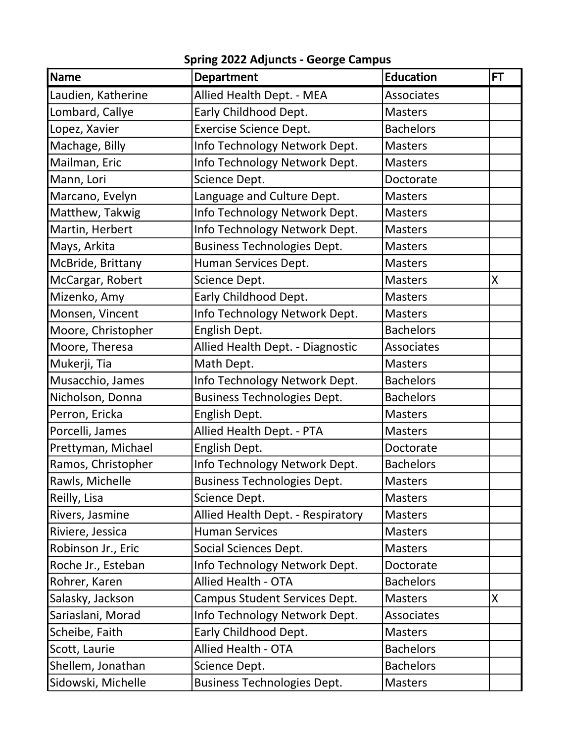**Spring 2022 Adjuncts - George Campus**

| Name | Department | Education | FT |
|---|---|---|---|
| Laudien, Katherine | Allied Health Dept. - MEA | Associates | |
| Lombard, Callye | Early Childhood Dept. | Masters | |
| Lopez, Xavier | Exercise Science Dept. | Bachelors | |
| Machage, Billy | Info Technology Network Dept. | Masters | |
| Mailman, Eric | Info Technology Network Dept. | Masters | |
| Mann, Lori | Science Dept. | Doctorate | |
| Marcano, Evelyn | Language and Culture Dept. | Masters | |
| Matthew, Takwig | Info Technology Network Dept. | Masters | |
| Martin, Herbert | Info Technology Network Dept. | Masters | |
| Mays, Arkita | Business Technologies Dept. | Masters | |
| McBride, Brittany | Human Services Dept. | Masters | |
| McCargar, Robert | Science Dept. | Masters | X |
| Mizenko, Amy | Early Childhood Dept. | Masters | |
| Monsen, Vincent | Info Technology Network Dept. | Masters | |
| Moore, Christopher | English Dept. | Bachelors | |
| Moore, Theresa | Allied Health Dept. - Diagnostic | Associates | |
| Mukerji, Tia | Math Dept. | Masters | |
| Musacchio, James | Info Technology Network Dept. | Bachelors | |
| Nicholson, Donna | Business Technologies Dept. | Bachelors | |
| Perron, Ericka | English Dept. | Masters | |
| Porcelli, James | Allied Health Dept. - PTA | Masters | |
| Prettyman, Michael | English Dept. | Doctorate | |
| Ramos, Christopher | Info Technology Network Dept. | Bachelors | |
| Rawls, Michelle | Business Technologies Dept. | Masters | |
| Reilly, Lisa | Science Dept. | Masters | |
| Rivers, Jasmine | Allied Health Dept. - Respiratory | Masters | |
| Riviere, Jessica | Human Services | Masters | |
| Robinson Jr., Eric | Social Sciences Dept. | Masters | |
| Roche Jr., Esteban | Info Technology Network Dept. | Doctorate | |
| Rohrer, Karen | Allied Health - OTA | Bachelors | |
| Salasky, Jackson | Campus Student Services Dept. | Masters | X |
| Sariaslani, Morad | Info Technology Network Dept. | Associates | |
| Scheibe, Faith | Early Childhood Dept. | Masters | |
| Scott, Laurie | Allied Health - OTA | Bachelors | |
| Shellem, Jonathan | Science Dept. | Bachelors | |
| Sidowski, Michelle | Business Technologies Dept. | Masters | |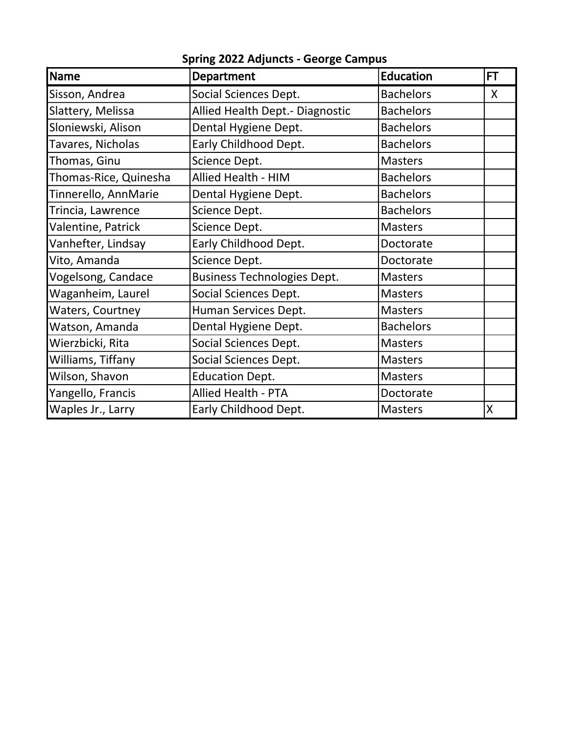**Spring 2022 Adjuncts - George Campus**

| Name | Department | Education | FT |
|---|---|---|---|
| Sisson, Andrea | Social Sciences Dept. | Bachelors | X |
| Slattery, Melissa | Allied Health Dept.- Diagnostic | Bachelors | |
| Sloniewski, Alison | Dental Hygiene Dept. | Bachelors | |
| Tavares, Nicholas | Early Childhood Dept. | Bachelors | |
| Thomas, Ginu | Science Dept. | Masters | |
| Thomas-Rice, Quinesha | Allied Health - HIM | Bachelors | |
| Tinnerello, AnnMarie | Dental Hygiene Dept. | Bachelors | |
| Trincia, Lawrence | Science Dept. | Bachelors | |
| Valentine, Patrick | Science Dept. | Masters | |
| Vanhefter, Lindsay | Early Childhood Dept. | Doctorate | |
| Vito, Amanda | Science Dept. | Doctorate | |
| Vogelsong, Candace | Business Technologies Dept. | Masters | |
| Waganheim, Laurel | Social Sciences Dept. | Masters | |
| Waters, Courtney | Human Services Dept. | Masters | |
| Watson, Amanda | Dental Hygiene Dept. | Bachelors | |
| Wierzbicki, Rita | Social Sciences Dept. | Masters | |
| Williams, Tiffany | Social Sciences Dept. | Masters | |
| Wilson, Shavon | Education Dept. | Masters | |
| Yangello, Francis | Allied Health - PTA | Doctorate | |
| Waples Jr., Larry | Early Childhood Dept. | Masters | X |